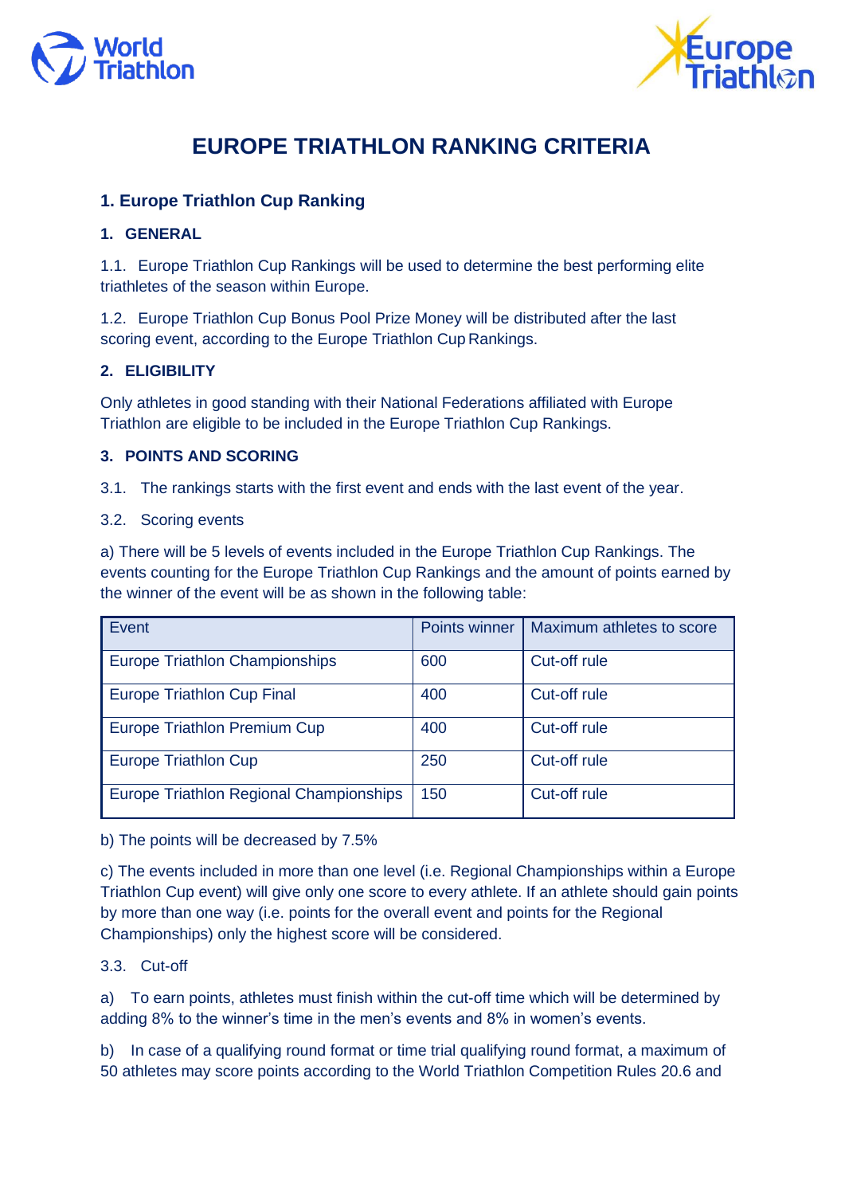# EUROPE TRIATHLON RANKING CRITERIA

## 1. Europe Triathlon Cup Ranking

### 1. GENERAL

1.1. Europe Triathlon Cup Rankings will be used to determine the best performing elite triathletes of the season within Europe.

1.2. Europe Triathlon Cup Bonus Pool Prize Money will be distributed after the last scoring event, according to the Europe Triathlon Cup Rankings.

### 2. ELIGIBILITY

Only athletes in good standing with their National Federations affiliated with Europe Triathlon are eligible to be included in the Europe Triathlon Cup Rankings.

### 3. POINTS AND SCORING

3.1. The rankings starts with the first event and ends with the last event of the year.

3.2. Scoring events

a) There will be 5 levels of events included in the Europe Triathlon Cup Rankings. The events counting for the Europe Triathlon Cup Rankings and the amount of points earned by the winner of the event will be as shown in the following table:

| Event | Points winner | Maximum athletes to score |
|---|---|---|
| Europe Triathlon Championships | 600 | Cut-off rule |
| Europe Triathlon Cup Final | 400 | Cut-off rule |
| Europe Triathlon Premium Cup | 400 | Cut-off rule |
| Europe Triathlon Cup | 250 | Cut-off rule |
| Europe Triathlon Regional Championships | 150 | Cut-off rule |

b) The points will be decreased by 7.5%

c) The events included in more than one level (i.e. Regional Championships within a Europe Triathlon Cup event) will give only one score to every athlete. If an athlete should gain points by more than one way (i.e. points for the overall event and points for the Regional Championships) only the highest score will be considered.

3.3. Cut-off

a) To earn points, athletes must finish within the cut-off time which will be determined by adding 8% to the winner's time in the men's events and 8% in women's events.

b) In case of a qualifying round format or time trial qualifying round format, a maximum of 50 athletes may score points according to the World Triathlon Competition Rules 20.6 and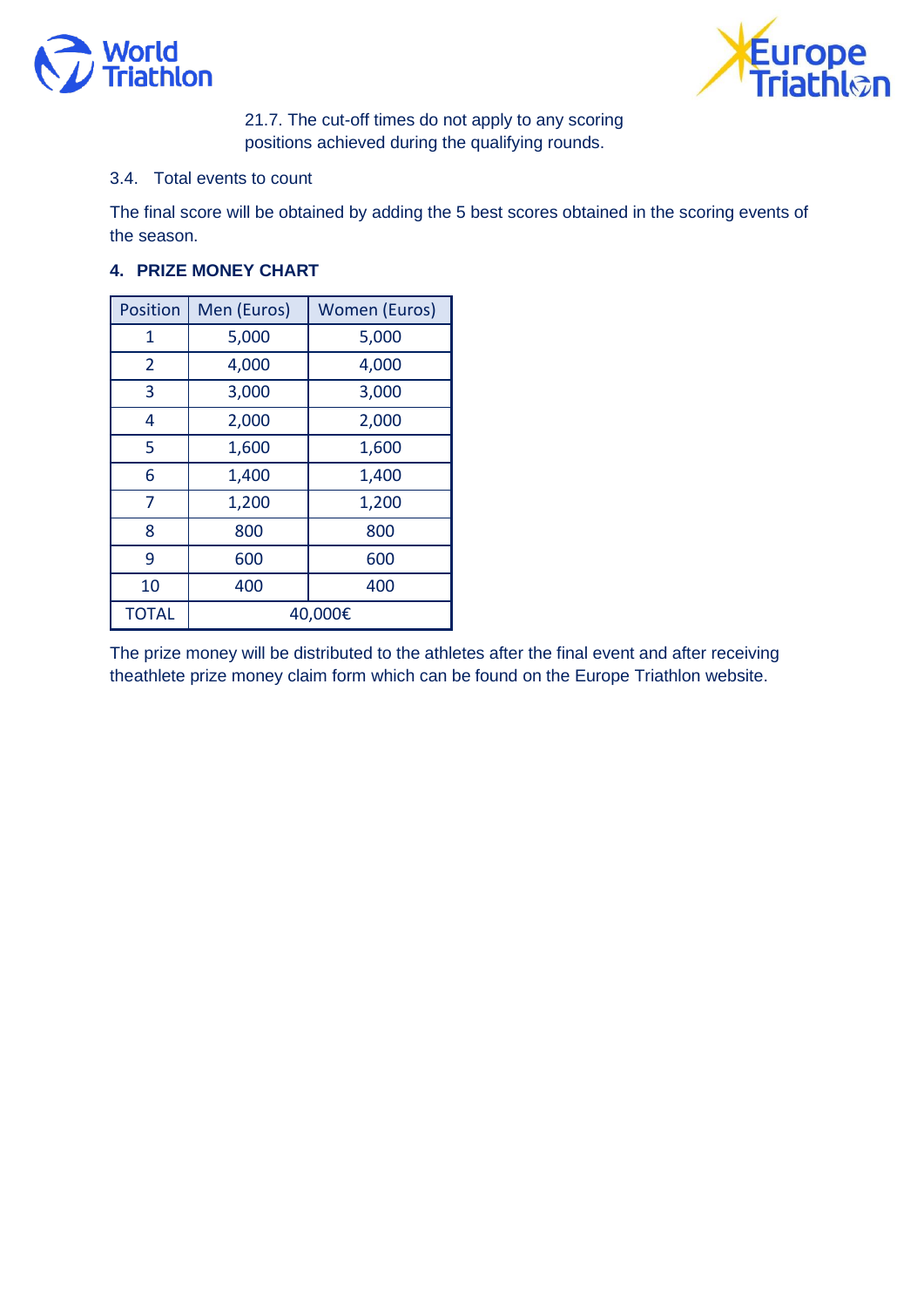21.7. The cut-off times do not apply to any scoring positions achieved during the qualifying rounds.

3.4. Total events to count

The final score will be obtained by adding the 5 best scores obtained in the scoring events of the season.

## 4. PRIZE MONEY CHART

| Position | Men (Euros) | Women (Euros) |
|---|---|---|
| 1 | 5,000 | 5,000 |
| 2 | 4,000 | 4,000 |
| 3 | 3,000 | 3,000 |
| 4 | 2,000 | 2,000 |
| 5 | 1,600 | 1,600 |
| 6 | 1,400 | 1,400 |
| 7 | 1,200 | 1,200 |
| 8 | 800 | 800 |
| 9 | 600 | 600 |
| 10 | 400 | 400 |
| TOTAL | 40,000€ | |

The prize money will be distributed to the athletes after the final event and after receiving theathlete prize money claim form which can be found on the Europe Triathlon website.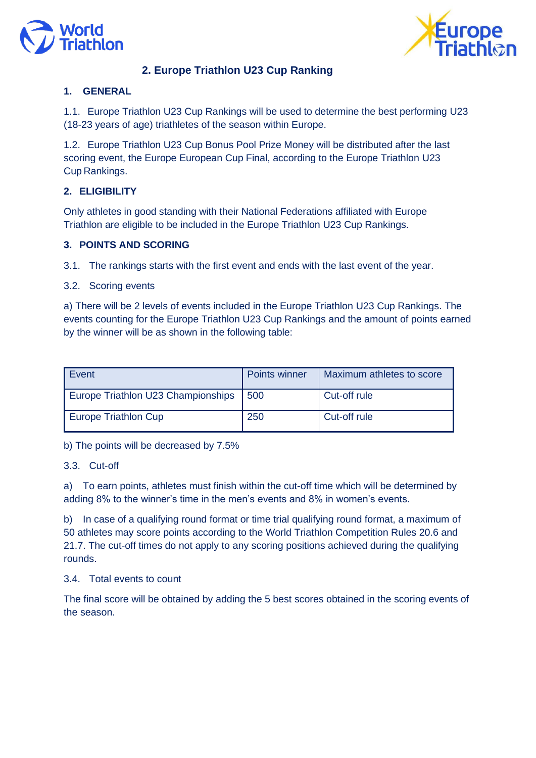## 2. Europe Triathlon U23 Cup Ranking

### 1. GENERAL

1.1. Europe Triathlon U23 Cup Rankings will be used to determine the best performing U23 (18-23 years of age) triathletes of the season within Europe.

1.2. Europe Triathlon U23 Cup Bonus Pool Prize Money will be distributed after the last scoring event, the Europe European Cup Final, according to the Europe Triathlon U23 Cup Rankings.

### 2. ELIGIBILITY

Only athletes in good standing with their National Federations affiliated with Europe Triathlon are eligible to be included in the Europe Triathlon U23 Cup Rankings.

### 3. POINTS AND SCORING

3.1. The rankings starts with the first event and ends with the last event of the year.

3.2. Scoring events

a) There will be 2 levels of events included in the Europe Triathlon U23 Cup Rankings. The events counting for the Europe Triathlon U23 Cup Rankings and the amount of points earned by the winner will be as shown in the following table:

| Event | Points winner | Maximum athletes to score |
|---|---|---|
| Europe Triathlon U23 Championships | 500 | Cut-off rule |
| Europe Triathlon Cup | 250 | Cut-off rule |

b) The points will be decreased by 7.5%

3.3. Cut-off

a) To earn points, athletes must finish within the cut-off time which will be determined by adding 8% to the winner's time in the men's events and 8% in women's events.

b) In case of a qualifying round format or time trial qualifying round format, a maximum of 50 athletes may score points according to the World Triathlon Competition Rules 20.6 and 21.7. The cut-off times do not apply to any scoring positions achieved during the qualifying rounds.

3.4. Total events to count

The final score will be obtained by adding the 5 best scores obtained in the scoring events of the season.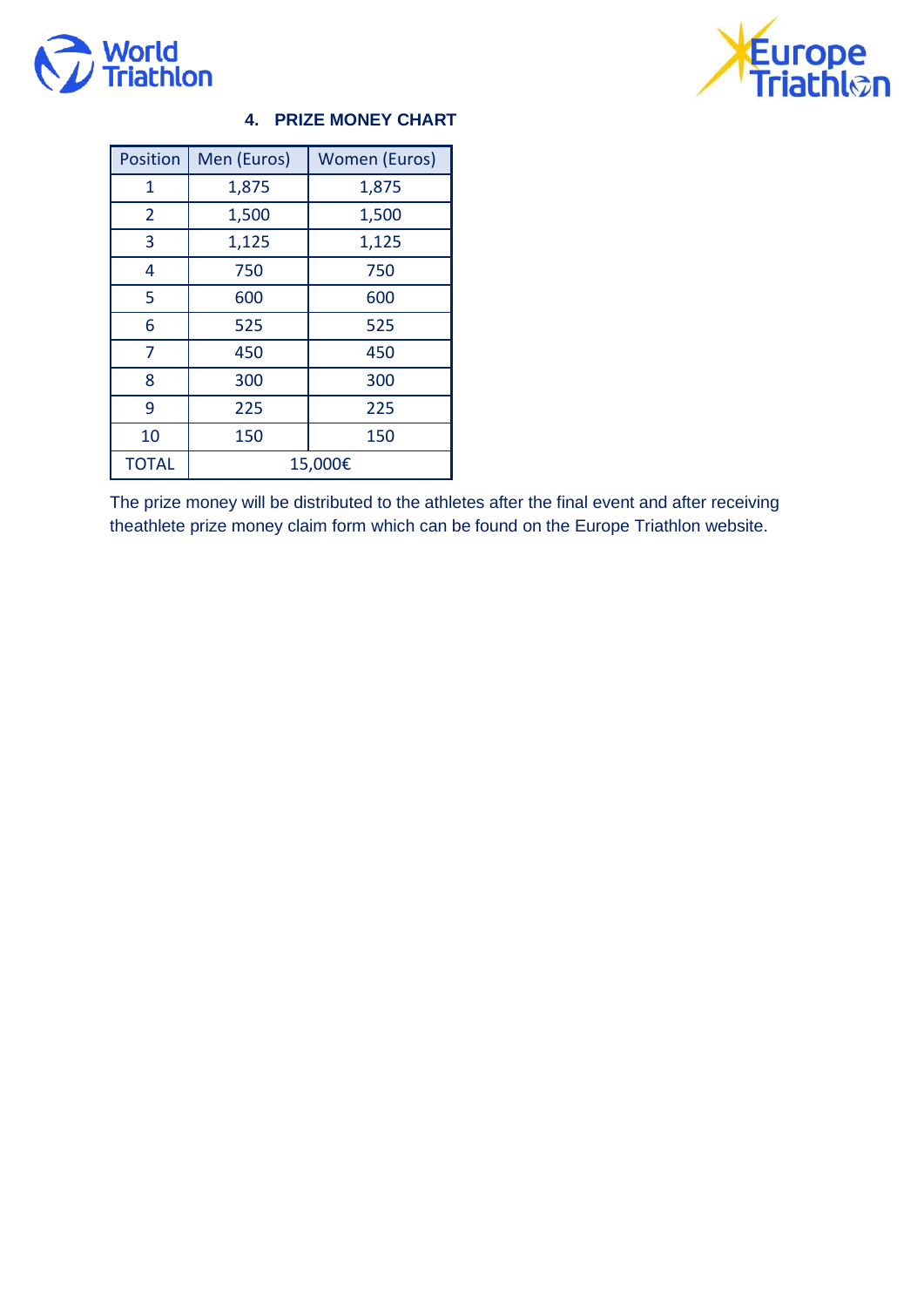## 4. PRIZE MONEY CHART

| Position | Men (Euros) | Women (Euros) |
|---|---|---|
| 1 | 1,875 | 1,875 |
| 2 | 1,500 | 1,500 |
| 3 | 1,125 | 1,125 |
| 4 | 750 | 750 |
| 5 | 600 | 600 |
| 6 | 525 | 525 |
| 7 | 450 | 450 |
| 8 | 300 | 300 |
| 9 | 225 | 225 |
| 10 | 150 | 150 |
| TOTAL | 15,000€ | |

The prize money will be distributed to the athletes after the final event and after receiving theathlete prize money claim form which can be found on the Europe Triathlon website.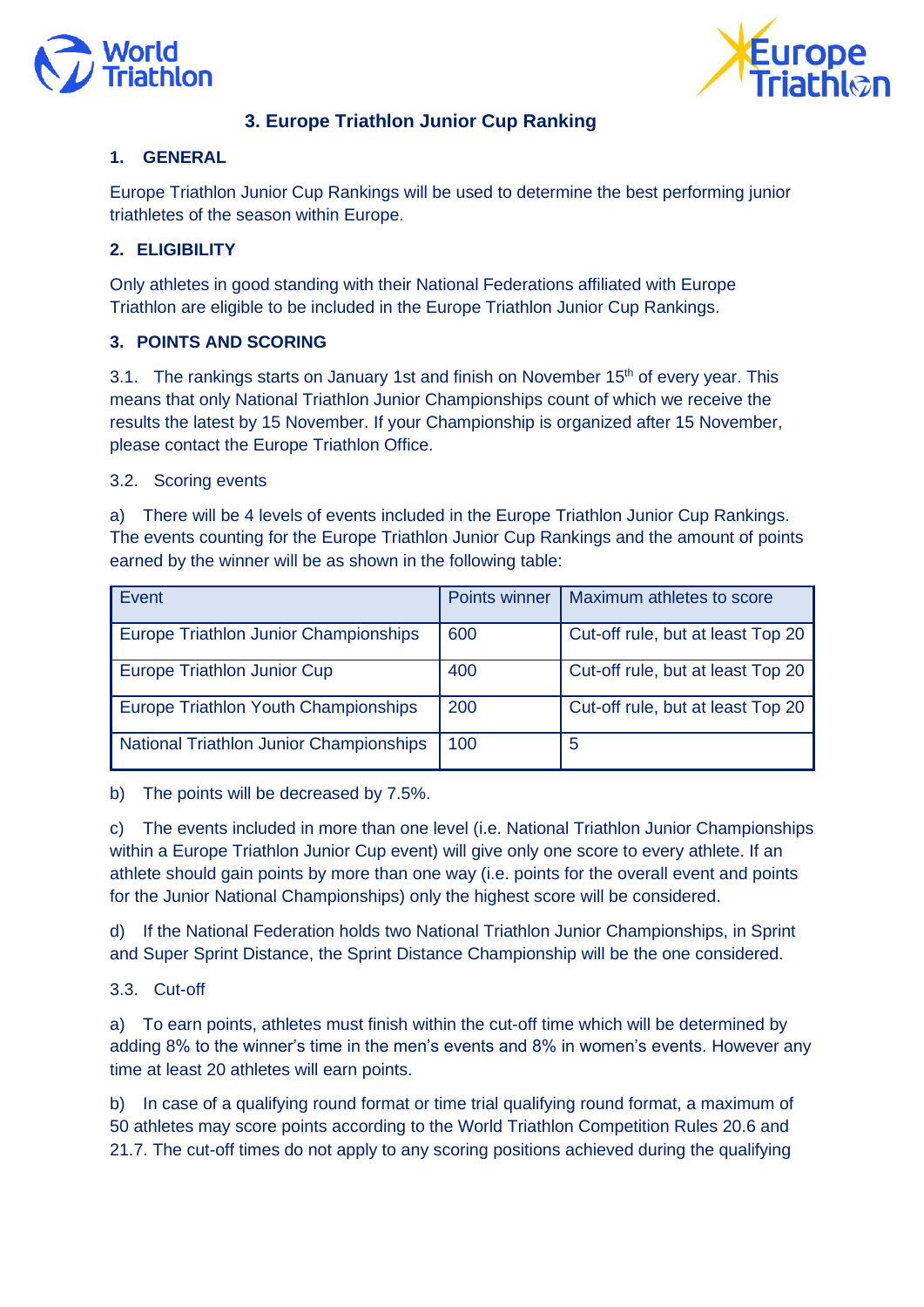# 3. Europe Triathlon Junior Cup Ranking

## 1. GENERAL

Europe Triathlon Junior Cup Rankings will be used to determine the best performing junior triathletes of the season within Europe.

## 2. ELIGIBILITY

Only athletes in good standing with their National Federations affiliated with Europe Triathlon are eligible to be included in the Europe Triathlon Junior Cup Rankings.

## 3. POINTS AND SCORING

3.1. The rankings starts on January 1st and finish on November 15th of every year. This means that only National Triathlon Junior Championships count of which we receive the results the latest by 15 November. If your Championship is organized after 15 November, please contact the Europe Triathlon Office.

3.2. Scoring events

a) There will be 4 levels of events included in the Europe Triathlon Junior Cup Rankings. The events counting for the Europe Triathlon Junior Cup Rankings and the amount of points earned by the winner will be as shown in the following table:

| Event | Points winner | Maximum athletes to score |
|---|---|---|
| Europe Triathlon Junior Championships | 600 | Cut-off rule, but at least Top 20 |
| Europe Triathlon Junior Cup | 400 | Cut-off rule, but at least Top 20 |
| Europe Triathlon Youth Championships | 200 | Cut-off rule, but at least Top 20 |
| National Triathlon Junior Championships | 100 | 5 |

b) The points will be decreased by 7.5%.

c) The events included in more than one level (i.e. National Triathlon Junior Championships within a Europe Triathlon Junior Cup event) will give only one score to every athlete. If an athlete should gain points by more than one way (i.e. points for the overall event and points for the Junior National Championships) only the highest score will be considered.

d) If the National Federation holds two National Triathlon Junior Championships, in Sprint and Super Sprint Distance, the Sprint Distance Championship will be the one considered.

3.3. Cut-off

a) To earn points, athletes must finish within the cut-off time which will be determined by adding 8% to the winner's time in the men's events and 8% in women's events. However any time at least 20 athletes will earn points.

b) In case of a qualifying round format or time trial qualifying round format, a maximum of 50 athletes may score points according to the World Triathlon Competition Rules 20.6 and 21.7. The cut-off times do not apply to any scoring positions achieved during the qualifying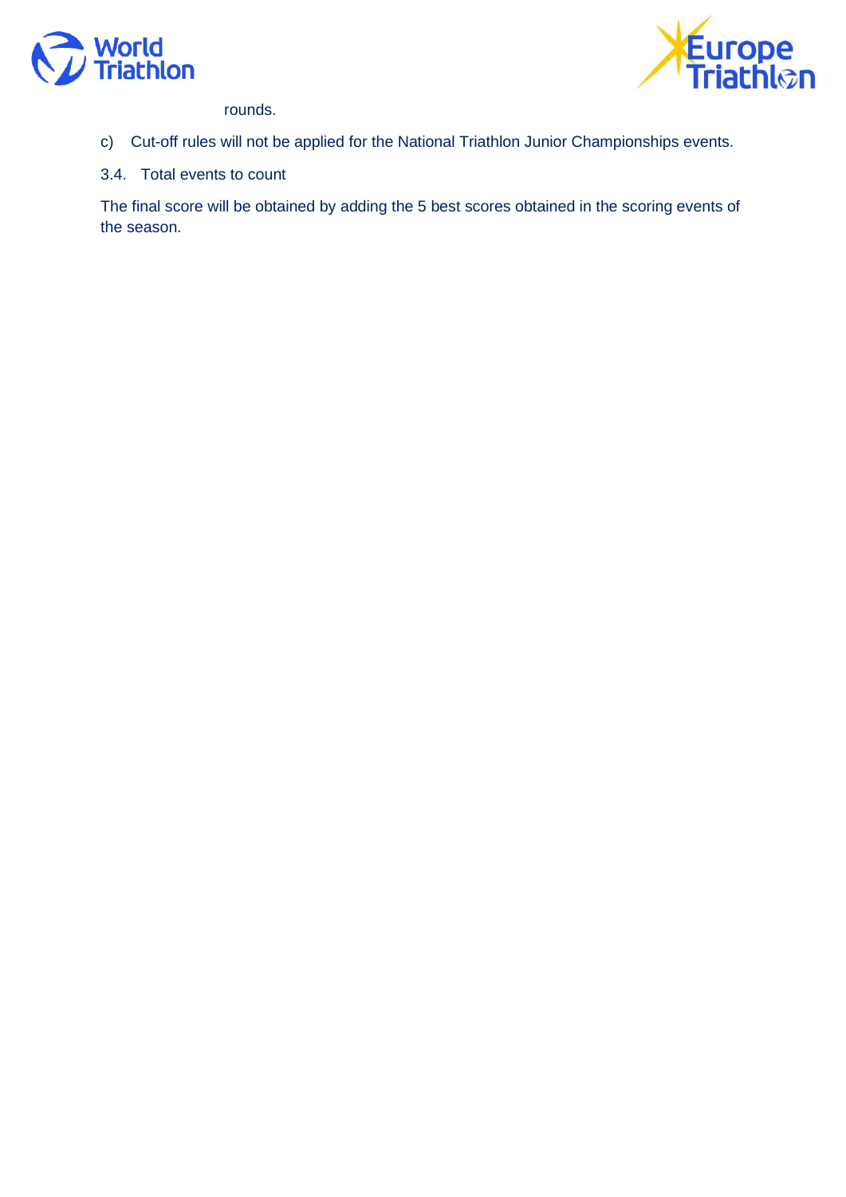rounds.

c) Cut-off rules will not be applied for the National Triathlon Junior Championships events.

3.4. Total events to count

The final score will be obtained by adding the 5 best scores obtained in the scoring events of the season.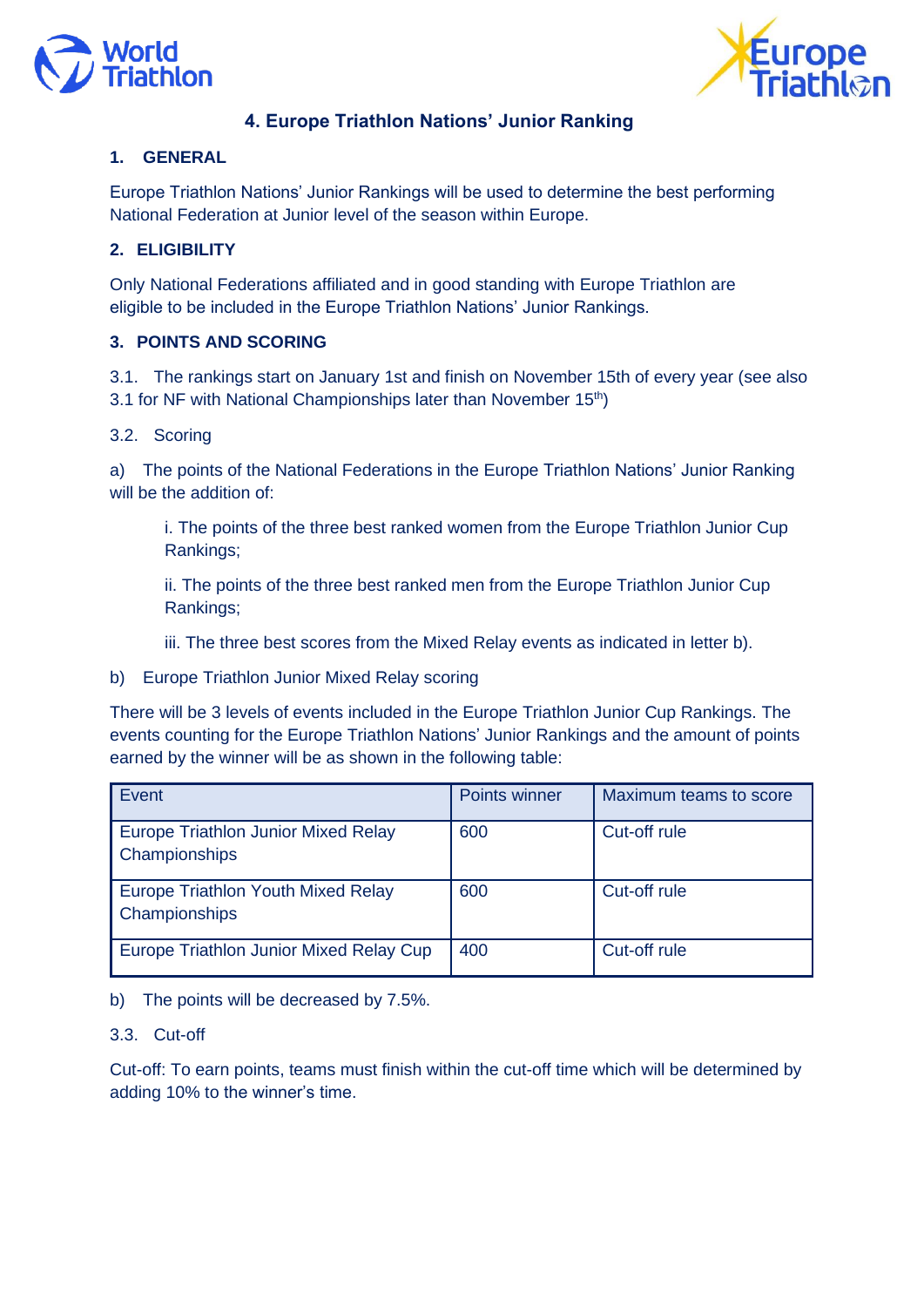## 4. Europe Triathlon Nations' Junior Ranking

### 1. GENERAL

Europe Triathlon Nations' Junior Rankings will be used to determine the best performing National Federation at Junior level of the season within Europe.

### 2. ELIGIBILITY

Only National Federations affiliated and in good standing with Europe Triathlon are eligible to be included in the Europe Triathlon Nations' Junior Rankings.

### 3. POINTS AND SCORING

3.1. The rankings start on January 1st and finish on November 15th of every year (see also 3.1 for NF with National Championships later than November 15th)

3.2. Scoring

a) The points of the National Federations in the Europe Triathlon Nations' Junior Ranking will be the addition of:

> i. The points of the three best ranked women from the Europe Triathlon Junior Cup Rankings;
>
> ii. The points of the three best ranked men from the Europe Triathlon Junior Cup Rankings;
>
> iii. The three best scores from the Mixed Relay events as indicated in letter b).

b) Europe Triathlon Junior Mixed Relay scoring

There will be 3 levels of events included in the Europe Triathlon Junior Cup Rankings. The events counting for the Europe Triathlon Nations' Junior Rankings and the amount of points earned by the winner will be as shown in the following table:

| Event | Points winner | Maximum teams to score |
|---|---|---|
| Europe Triathlon Junior Mixed Relay Championships | 600 | Cut-off rule |
| Europe Triathlon Youth Mixed Relay Championships | 600 | Cut-off rule |
| Europe Triathlon Junior Mixed Relay Cup | 400 | Cut-off rule |

b) The points will be decreased by 7.5%.

3.3. Cut-off

Cut-off: To earn points, teams must finish within the cut-off time which will be determined by adding 10% to the winner's time.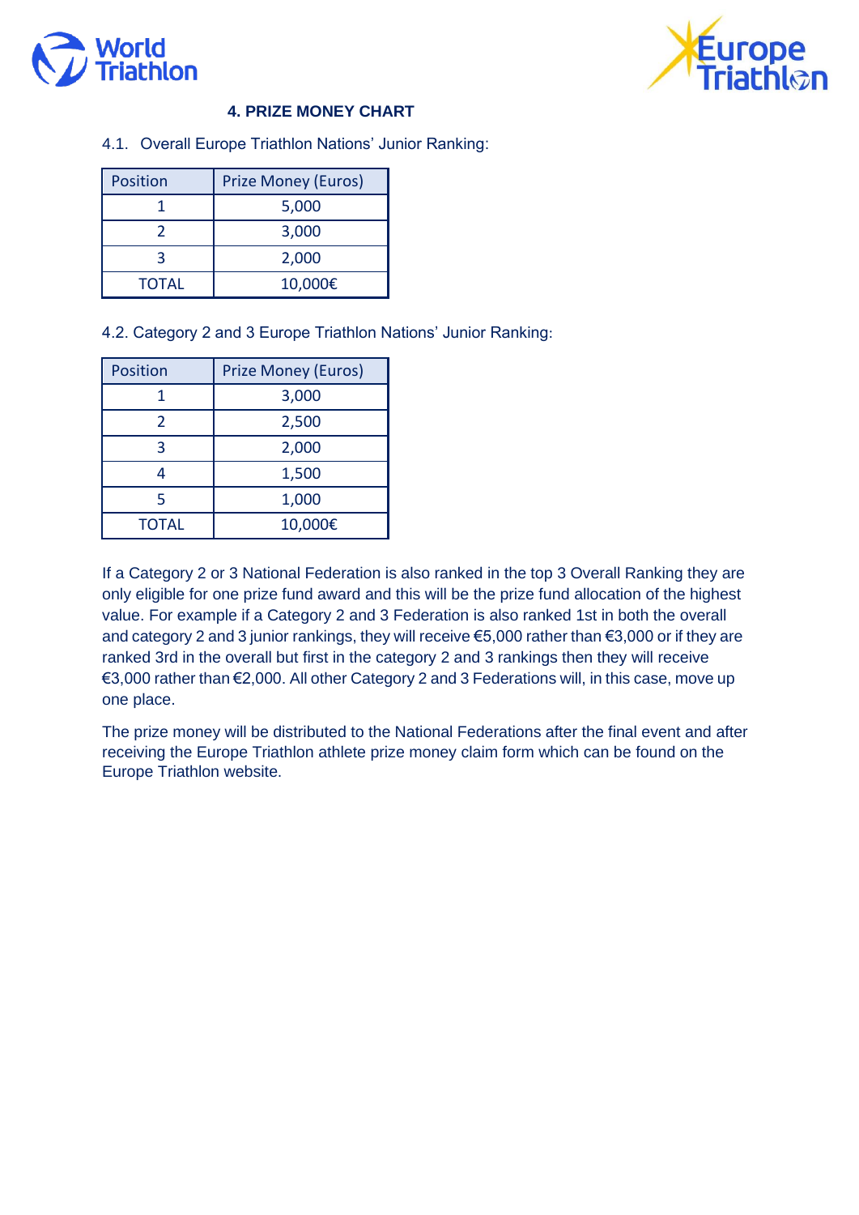## 4. PRIZE MONEY CHART

4.1. Overall Europe Triathlon Nations' Junior Ranking:

| Position | Prize Money (Euros) |
|---|---|
| 1 | 5,000 |
| 2 | 3,000 |
| 3 | 2,000 |
| TOTAL | 10,000€ |

4.2. Category 2 and 3 Europe Triathlon Nations' Junior Ranking:

| Position | Prize Money (Euros) |
|---|---|
| 1 | 3,000 |
| 2 | 2,500 |
| 3 | 2,000 |
| 4 | 1,500 |
| 5 | 1,000 |
| TOTAL | 10,000€ |

If a Category 2 or 3 National Federation is also ranked in the top 3 Overall Ranking they are only eligible for one prize fund award and this will be the prize fund allocation of the highest value. For example if a Category 2 and 3 Federation is also ranked 1st in both the overall and category 2 and 3 junior rankings, they will receive €5,000 rather than €3,000 or if they are ranked 3rd in the overall but first in the category 2 and 3 rankings then they will receive €3,000 rather than €2,000. All other Category 2 and 3 Federations will, in this case, move up one place.

The prize money will be distributed to the National Federations after the final event and after receiving the Europe Triathlon athlete prize money claim form which can be found on the Europe Triathlon website.